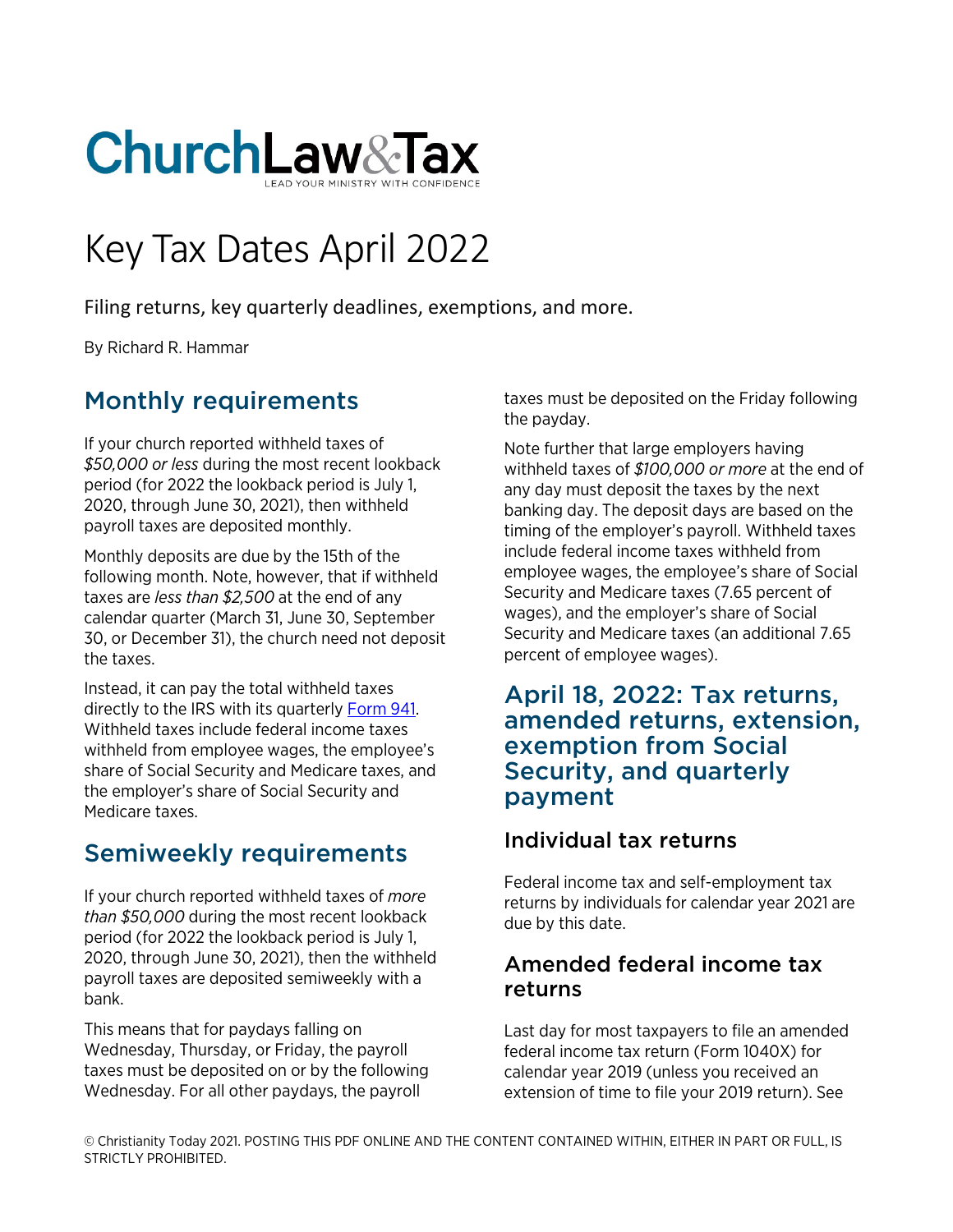# ChurchLaw&Tax

LEAD YOUR MINISTRY WITH CONFIDENCE

# Key Tax Dates April 2022

Filing returns, key quarterly deadlines, exemptions, and more.

By Richard R. Hammar

## Monthly requirements

If your church reported withheld taxes of *$50,000 or less* during the most recent lookback period (for 2022 the lookback period is July 1, 2020, through June 30, 2021), then withheld payroll taxes are deposited monthly.

Monthly deposits are due by the 15th of the following month. Note, however, that if withheld taxes are *less than $2,500* at the end of any calendar quarter (March 31, June 30, September 30, or December 31), the church need not deposit the taxes.

Instead, it can pay the total withheld taxes directly to the IRS with its quarterly Form 941. Withheld taxes include federal income taxes withheld from employee wages, the employee's share of Social Security and Medicare taxes, and the employer's share of Social Security and Medicare taxes.

## Semiweekly requirements

If your church reported withheld taxes of *more than $50,000* during the most recent lookback period (for 2022 the lookback period is July 1, 2020, through June 30, 2021), then the withheld payroll taxes are deposited semiweekly with a bank.

This means that for paydays falling on Wednesday, Thursday, or Friday, the payroll taxes must be deposited on or by the following Wednesday. For all other paydays, the payroll taxes must be deposited on the Friday following the payday.

Note further that large employers having withheld taxes of *$100,000 or more* at the end of any day must deposit the taxes by the next banking day. The deposit days are based on the timing of the employer's payroll. Withheld taxes include federal income taxes withheld from employee wages, the employee's share of Social Security and Medicare taxes (7.65 percent of wages), and the employer's share of Social Security and Medicare taxes (an additional 7.65 percent of employee wages).

## April 18, 2022: Tax returns, amended returns, extension, exemption from Social Security, and quarterly payment

### Individual tax returns

Federal income tax and self-employment tax returns by individuals for calendar year 2021 are due by this date.

### Amended federal income tax returns

Last day for most taxpayers to file an amended federal income tax return (Form 1040X) for calendar year 2019 (unless you received an extension of time to file your 2019 return). See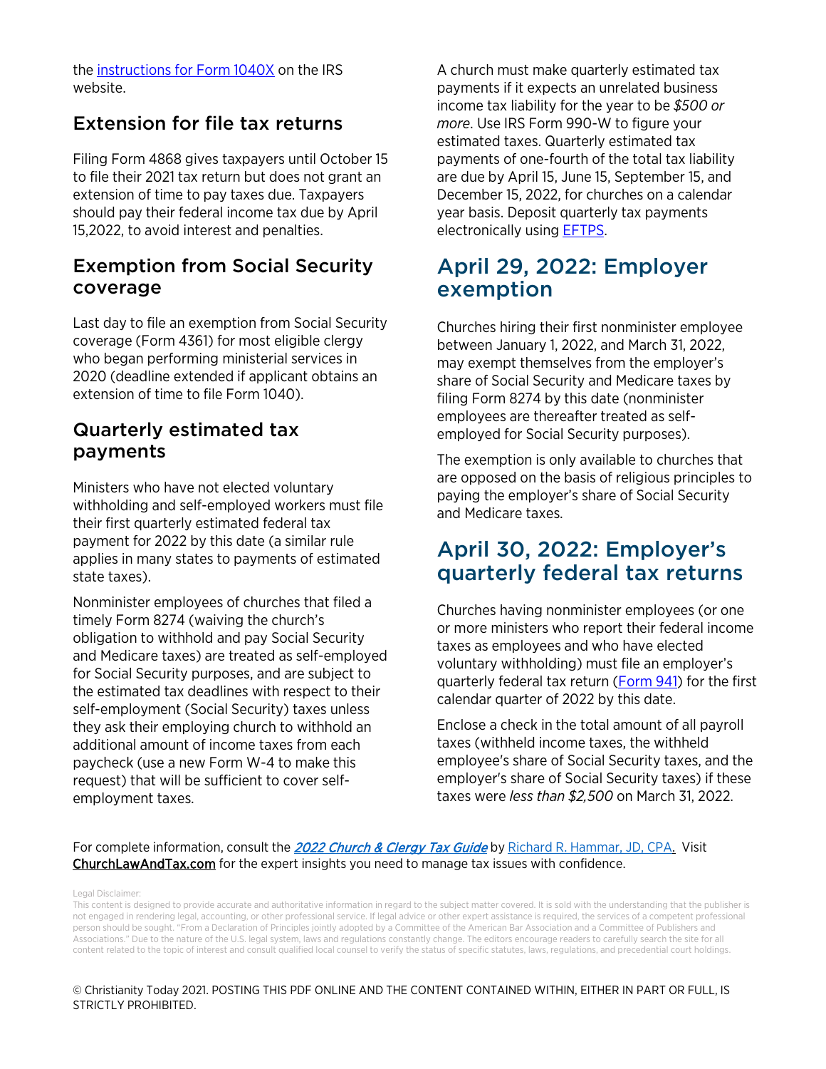the [instructions for Form 1040X](#) on the IRS website.

### Extension for file tax returns

Filing Form 4868 gives taxpayers until October 15 to file their 2021 tax return but does not grant an extension of time to pay taxes due. Taxpayers should pay their federal income tax due by April 15,2022, to avoid interest and penalties.

### Exemption from Social Security coverage

Last day to file an exemption from Social Security coverage (Form 4361) for most eligible clergy who began performing ministerial services in 2020 (deadline extended if applicant obtains an extension of time to file Form 1040).

### Quarterly estimated tax payments

Ministers who have not elected voluntary withholding and self-employed workers must file their first quarterly estimated federal tax payment for 2022 by this date (a similar rule applies in many states to payments of estimated state taxes).

Nonminister employees of churches that filed a timely Form 8274 (waiving the church's obligation to withhold and pay Social Security and Medicare taxes) are treated as self-employed for Social Security purposes, and are subject to the estimated tax deadlines with respect to their self-employment (Social Security) taxes unless they ask their employing church to withhold an additional amount of income taxes from each paycheck (use a new Form W-4 to make this request) that will be sufficient to cover self-employment taxes.

A church must make quarterly estimated tax payments if it expects an unrelated business income tax liability for the year to be *$500 or more*. Use IRS Form 990-W to figure your estimated taxes. Quarterly estimated tax payments of one-fourth of the total tax liability are due by April 15, June 15, September 15, and December 15, 2022, for churches on a calendar year basis. Deposit quarterly tax payments electronically using [EFTPS](#).

## April 29, 2022: Employer exemption

Churches hiring their first nonminister employee between January 1, 2022, and March 31, 2022, may exempt themselves from the employer's share of Social Security and Medicare taxes by filing Form 8274 by this date (nonminister employees are thereafter treated as self-employed for Social Security purposes).

The exemption is only available to churches that are opposed on the basis of religious principles to paying the employer's share of Social Security and Medicare taxes.

## April 30, 2022: Employer's quarterly federal tax returns

Churches having nonminister employees (or one or more ministers who report their federal income taxes as employees and who have elected voluntary withholding) must file an employer's quarterly federal tax return ([Form 941](#)) for the first calendar quarter of 2022 by this date.

Enclose a check in the total amount of all payroll taxes (withheld income taxes, the withheld employee's share of Social Security taxes, and the employer's share of Social Security taxes) if these taxes were *less than $2,500* on March 31, 2022.

For complete information, consult the [*2022 Church & Clergy Tax Guide*](#) by [Richard R. Hammar, JD, CPA](#). Visit **ChurchLawAndTax.com** for the expert insights you need to manage tax issues with confidence.

Legal Disclaimer:
This content is designed to provide accurate and authoritative information in regard to the subject matter covered. It is sold with the understanding that the publisher is not engaged in rendering legal, accounting, or other professional service. If legal advice or other expert assistance is required, the services of a competent professional person should be sought. "From a Declaration of Principles jointly adopted by a Committee of the American Bar Association and a Committee of Publishers and Associations." Due to the nature of the U.S. legal system, laws and regulations constantly change. The editors encourage readers to carefully search the site for all content related to the topic of interest and consult qualified local counsel to verify the status of specific statutes, laws, regulations, and precedential court holdings.

© Christianity Today 2021. POSTING THIS PDF ONLINE AND THE CONTENT CONTAINED WITHIN, EITHER IN PART OR FULL, IS STRICTLY PROHIBITED.